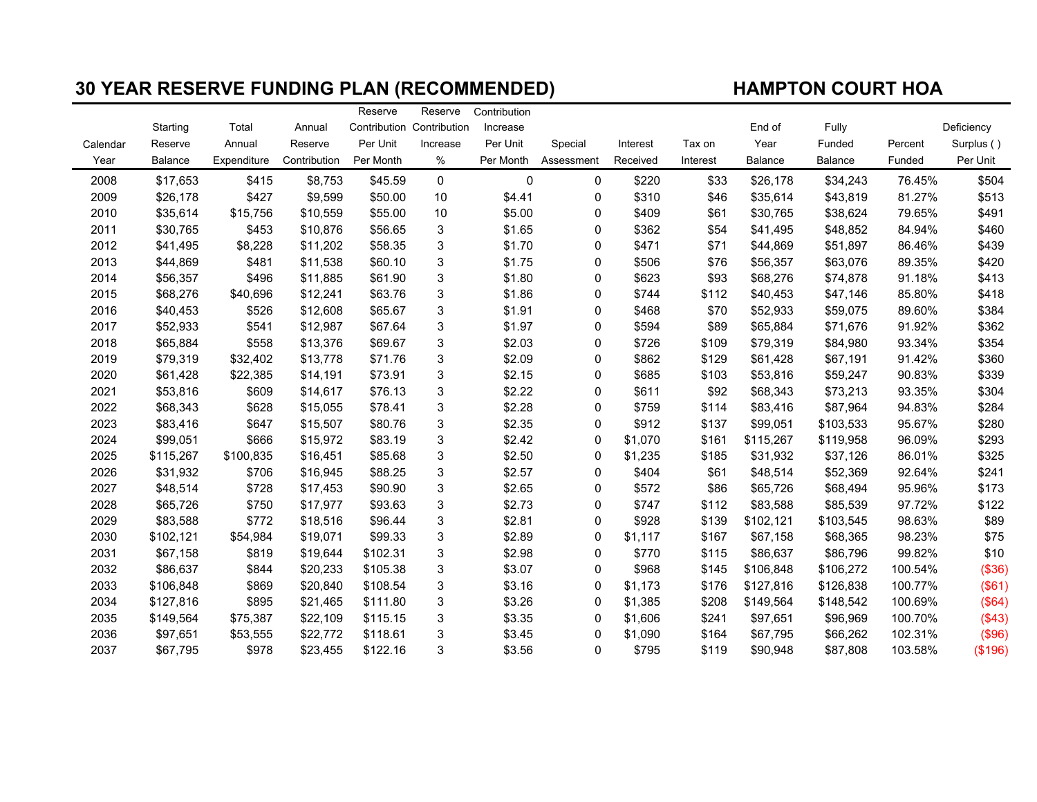## 30 YEAR RESERVE FUNDING PLAN (RECOMMENDED) HAMPTON COURT HOA

| Calendar Year | Starting Reserve Balance | Total Annual Expenditure | Annual Reserve Contribution | Reserve Contribution Per Unit Per Month | Reserve Contribution Increase % | Contribution Increase Per Unit Per Month | Special Assessment | Interest Received | Tax on Interest | End of Year Balance | Fully Funded Balance | Percent Funded | Deficiency Surplus ( ) Per Unit |
|---|---|---|---|---|---|---|---|---|---|---|---|---|---|
| 2008 | $17,653 | $415 | $8,753 | $45.59 | 0 | 0 | 0 | $220 | $33 | $26,178 | $34,243 | 76.45% | $504 |
| 2009 | $26,178 | $427 | $9,599 | $50.00 | 10 | $4.41 | 0 | $310 | $46 | $35,614 | $43,819 | 81.27% | $513 |
| 2010 | $35,614 | $15,756 | $10,559 | $55.00 | 10 | $5.00 | 0 | $409 | $61 | $30,765 | $38,624 | 79.65% | $491 |
| 2011 | $30,765 | $453 | $10,876 | $56.65 | 3 | $1.65 | 0 | $362 | $54 | $41,495 | $48,852 | 84.94% | $460 |
| 2012 | $41,495 | $8,228 | $11,202 | $58.35 | 3 | $1.70 | 0 | $471 | $71 | $44,869 | $51,897 | 86.46% | $439 |
| 2013 | $44,869 | $481 | $11,538 | $60.10 | 3 | $1.75 | 0 | $506 | $76 | $56,357 | $63,076 | 89.35% | $420 |
| 2014 | $56,357 | $496 | $11,885 | $61.90 | 3 | $1.80 | 0 | $623 | $93 | $68,276 | $74,878 | 91.18% | $413 |
| 2015 | $68,276 | $40,696 | $12,241 | $63.76 | 3 | $1.86 | 0 | $744 | $112 | $40,453 | $47,146 | 85.80% | $418 |
| 2016 | $40,453 | $526 | $12,608 | $65.67 | 3 | $1.91 | 0 | $468 | $70 | $52,933 | $59,075 | 89.60% | $384 |
| 2017 | $52,933 | $541 | $12,987 | $67.64 | 3 | $1.97 | 0 | $594 | $89 | $65,884 | $71,676 | 91.92% | $362 |
| 2018 | $65,884 | $558 | $13,376 | $69.67 | 3 | $2.03 | 0 | $726 | $109 | $79,319 | $84,980 | 93.34% | $354 |
| 2019 | $79,319 | $32,402 | $13,778 | $71.76 | 3 | $2.09 | 0 | $862 | $129 | $61,428 | $67,191 | 91.42% | $360 |
| 2020 | $61,428 | $22,385 | $14,191 | $73.91 | 3 | $2.15 | 0 | $685 | $103 | $53,816 | $59,247 | 90.83% | $339 |
| 2021 | $53,816 | $609 | $14,617 | $76.13 | 3 | $2.22 | 0 | $611 | $92 | $68,343 | $73,213 | 93.35% | $304 |
| 2022 | $68,343 | $628 | $15,055 | $78.41 | 3 | $2.28 | 0 | $759 | $114 | $83,416 | $87,964 | 94.83% | $284 |
| 2023 | $83,416 | $647 | $15,507 | $80.76 | 3 | $2.35 | 0 | $912 | $137 | $99,051 | $103,533 | 95.67% | $280 |
| 2024 | $99,051 | $666 | $15,972 | $83.19 | 3 | $2.42 | 0 | $1,070 | $161 | $115,267 | $119,958 | 96.09% | $293 |
| 2025 | $115,267 | $100,835 | $16,451 | $85.68 | 3 | $2.50 | 0 | $1,235 | $185 | $31,932 | $37,126 | 86.01% | $325 |
| 2026 | $31,932 | $706 | $16,945 | $88.25 | 3 | $2.57 | 0 | $404 | $61 | $48,514 | $52,369 | 92.64% | $241 |
| 2027 | $48,514 | $728 | $17,453 | $90.90 | 3 | $2.65 | 0 | $572 | $86 | $65,726 | $68,494 | 95.96% | $173 |
| 2028 | $65,726 | $750 | $17,977 | $93.63 | 3 | $2.73 | 0 | $747 | $112 | $83,588 | $85,539 | 97.72% | $122 |
| 2029 | $83,588 | $772 | $18,516 | $96.44 | 3 | $2.81 | 0 | $928 | $139 | $102,121 | $103,545 | 98.63% | $89 |
| 2030 | $102,121 | $54,984 | $19,071 | $99.33 | 3 | $2.89 | 0 | $1,117 | $167 | $67,158 | $68,365 | 98.23% | $75 |
| 2031 | $67,158 | $819 | $19,644 | $102.31 | 3 | $2.98 | 0 | $770 | $115 | $86,637 | $86,796 | 99.82% | $10 |
| 2032 | $86,637 | $844 | $20,233 | $105.38 | 3 | $3.07 | 0 | $968 | $145 | $106,848 | $106,272 | 100.54% | ($36) |
| 2033 | $106,848 | $869 | $20,840 | $108.54 | 3 | $3.16 | 0 | $1,173 | $176 | $127,816 | $126,838 | 100.77% | ($61) |
| 2034 | $127,816 | $895 | $21,465 | $111.80 | 3 | $3.26 | 0 | $1,385 | $208 | $149,564 | $148,542 | 100.69% | ($64) |
| 2035 | $149,564 | $75,387 | $22,109 | $115.15 | 3 | $3.35 | 0 | $1,606 | $241 | $97,651 | $96,969 | 100.70% | ($43) |
| 2036 | $97,651 | $53,555 | $22,772 | $118.61 | 3 | $3.45 | 0 | $1,090 | $164 | $67,795 | $66,262 | 102.31% | ($96) |
| 2037 | $67,795 | $978 | $23,455 | $122.16 | 3 | $3.56 | 0 | $795 | $119 | $90,948 | $87,808 | 103.58% | ($196) |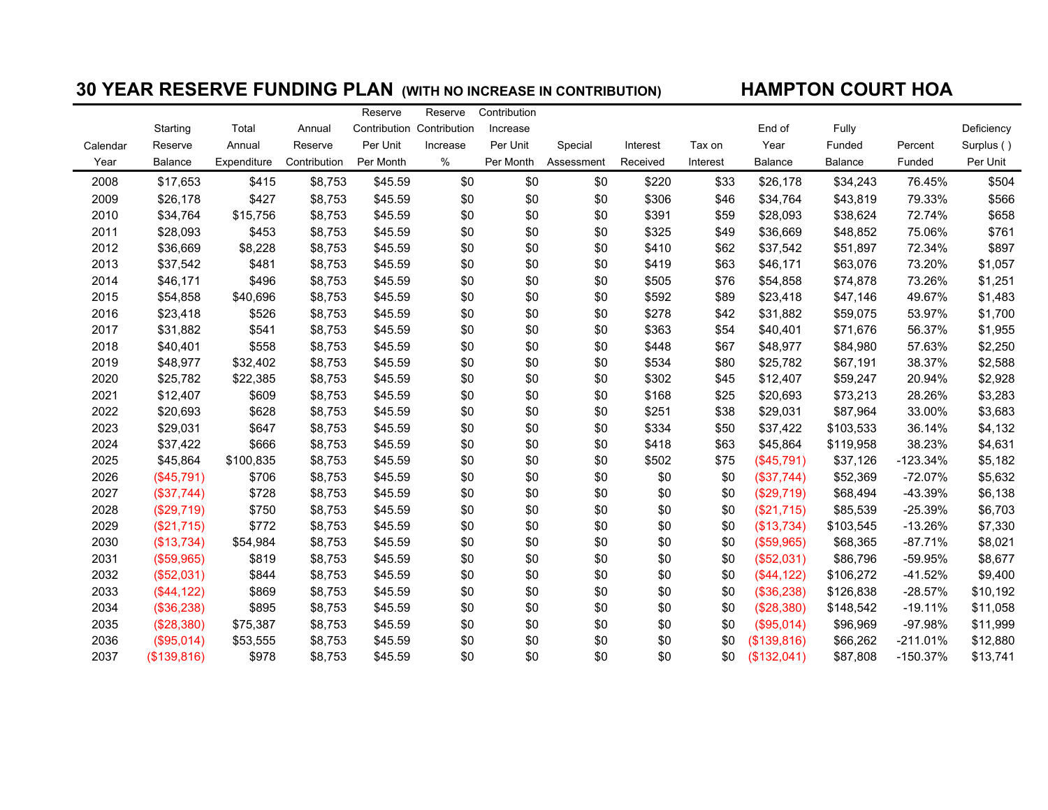## 30 YEAR RESERVE FUNDING PLAN (WITH NO INCREASE IN CONTRIBUTION) HAMPTON COURT HOA

| Calendar Year | Starting Reserve Balance | Total Annual Expenditure | Annual Reserve Contribution | Reserve Contribution Per Unit Per Month | Reserve Contribution Increase % | Contribution Increase Per Unit Per Month | Special Assessment | Interest Received | Tax on Interest | End of Year Balance | Fully Funded Balance | Percent Funded | Deficiency Surplus ( ) Per Unit |
|---|---|---|---|---|---|---|---|---|---|---|---|---|---|
| 2008 | $17,653 | $415 | $8,753 | $45.59 | $0 | $0 | $0 | $220 | $33 | $26,178 | $34,243 | 76.45% | $504 |
| 2009 | $26,178 | $427 | $8,753 | $45.59 | $0 | $0 | $0 | $306 | $46 | $34,764 | $43,819 | 79.33% | $566 |
| 2010 | $34,764 | $15,756 | $8,753 | $45.59 | $0 | $0 | $0 | $391 | $59 | $28,093 | $38,624 | 72.74% | $658 |
| 2011 | $28,093 | $453 | $8,753 | $45.59 | $0 | $0 | $0 | $325 | $49 | $36,669 | $48,852 | 75.06% | $761 |
| 2012 | $36,669 | $8,228 | $8,753 | $45.59 | $0 | $0 | $0 | $410 | $62 | $37,542 | $51,897 | 72.34% | $897 |
| 2013 | $37,542 | $481 | $8,753 | $45.59 | $0 | $0 | $0 | $419 | $63 | $46,171 | $63,076 | 73.20% | $1,057 |
| 2014 | $46,171 | $496 | $8,753 | $45.59 | $0 | $0 | $0 | $505 | $76 | $54,858 | $74,878 | 73.26% | $1,251 |
| 2015 | $54,858 | $40,696 | $8,753 | $45.59 | $0 | $0 | $0 | $592 | $89 | $23,418 | $47,146 | 49.67% | $1,483 |
| 2016 | $23,418 | $526 | $8,753 | $45.59 | $0 | $0 | $0 | $278 | $42 | $31,882 | $59,075 | 53.97% | $1,700 |
| 2017 | $31,882 | $541 | $8,753 | $45.59 | $0 | $0 | $0 | $363 | $54 | $40,401 | $71,676 | 56.37% | $1,955 |
| 2018 | $40,401 | $558 | $8,753 | $45.59 | $0 | $0 | $0 | $448 | $67 | $48,977 | $84,980 | 57.63% | $2,250 |
| 2019 | $48,977 | $32,402 | $8,753 | $45.59 | $0 | $0 | $0 | $534 | $80 | $25,782 | $67,191 | 38.37% | $2,588 |
| 2020 | $25,782 | $22,385 | $8,753 | $45.59 | $0 | $0 | $0 | $302 | $45 | $12,407 | $59,247 | 20.94% | $2,928 |
| 2021 | $12,407 | $609 | $8,753 | $45.59 | $0 | $0 | $0 | $168 | $25 | $20,693 | $73,213 | 28.26% | $3,283 |
| 2022 | $20,693 | $628 | $8,753 | $45.59 | $0 | $0 | $0 | $251 | $38 | $29,031 | $87,964 | 33.00% | $3,683 |
| 2023 | $29,031 | $647 | $8,753 | $45.59 | $0 | $0 | $0 | $334 | $50 | $37,422 | $103,533 | 36.14% | $4,132 |
| 2024 | $37,422 | $666 | $8,753 | $45.59 | $0 | $0 | $0 | $418 | $63 | $45,864 | $119,958 | 38.23% | $4,631 |
| 2025 | $45,864 | $100,835 | $8,753 | $45.59 | $0 | $0 | $0 | $502 | $75 | ($45,791) | $37,126 | -123.34% | $5,182 |
| 2026 | ($45,791) | $706 | $8,753 | $45.59 | $0 | $0 | $0 | $0 | $0 | ($37,744) | $52,369 | -72.07% | $5,632 |
| 2027 | ($37,744) | $728 | $8,753 | $45.59 | $0 | $0 | $0 | $0 | $0 | ($29,719) | $68,494 | -43.39% | $6,138 |
| 2028 | ($29,719) | $750 | $8,753 | $45.59 | $0 | $0 | $0 | $0 | $0 | ($21,715) | $85,539 | -25.39% | $6,703 |
| 2029 | ($21,715) | $772 | $8,753 | $45.59 | $0 | $0 | $0 | $0 | $0 | ($13,734) | $103,545 | -13.26% | $7,330 |
| 2030 | ($13,734) | $54,984 | $8,753 | $45.59 | $0 | $0 | $0 | $0 | $0 | ($59,965) | $68,365 | -87.71% | $8,021 |
| 2031 | ($59,965) | $819 | $8,753 | $45.59 | $0 | $0 | $0 | $0 | $0 | ($52,031) | $86,796 | -59.95% | $8,677 |
| 2032 | ($52,031) | $844 | $8,753 | $45.59 | $0 | $0 | $0 | $0 | $0 | ($44,122) | $106,272 | -41.52% | $9,400 |
| 2033 | ($44,122) | $869 | $8,753 | $45.59 | $0 | $0 | $0 | $0 | $0 | ($36,238) | $126,838 | -28.57% | $10,192 |
| 2034 | ($36,238) | $895 | $8,753 | $45.59 | $0 | $0 | $0 | $0 | $0 | ($28,380) | $148,542 | -19.11% | $11,058 |
| 2035 | ($28,380) | $75,387 | $8,753 | $45.59 | $0 | $0 | $0 | $0 | $0 | ($95,014) | $96,969 | -97.98% | $11,999 |
| 2036 | ($95,014) | $53,555 | $8,753 | $45.59 | $0 | $0 | $0 | $0 | $0 | ($139,816) | $66,262 | -211.01% | $12,880 |
| 2037 | ($139,816) | $978 | $8,753 | $45.59 | $0 | $0 | $0 | $0 | $0 | ($132,041) | $87,808 | -150.37% | $13,741 |